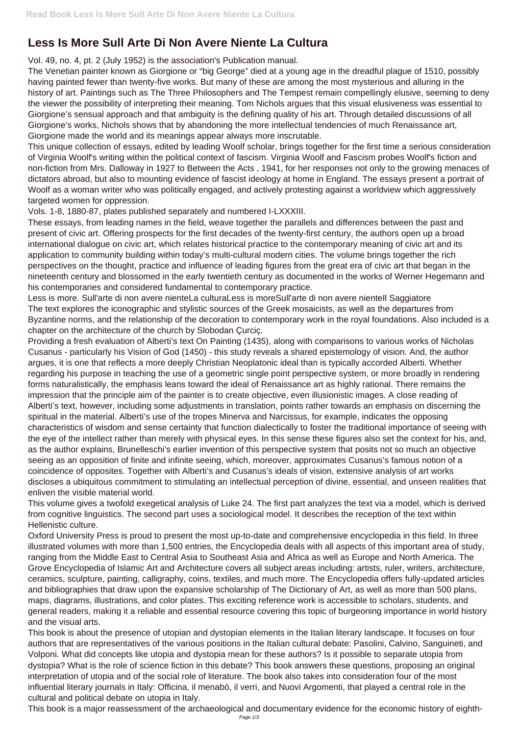# Less Is More Sull Arte Di Non Avere Niente La Cultura

Vol. 49, no. 4, pt. 2 (July 1952) is the association's Publication manual.

The Venetian painter known as Giorgione or "big George" died at a young age in the dreadful plague of 1510, possibly having painted fewer than twenty-five works. But many of these are among the most mysterious and alluring in the history of art. Paintings such as The Three Philosophers and The Tempest remain compellingly elusive, seeming to deny the viewer the possibility of interpreting their meaning. Tom Nichols argues that this visual elusiveness was essential to Giorgione's sensual approach and that ambiguity is the defining quality of his art. Through detailed discussions of all Giorgione's works, Nichols shows that by abandoning the more intellectual tendencies of much Renaissance art, Giorgione made the world and its meanings appear always more inscrutable.

This unique collection of essays, edited by leading Woolf scholar, brings together for the first time a serious consideration of Virginia Woolf's writing within the political context of fascism. Virginia Woolf and Fascism probes Woolf's fiction and non-fiction from Mrs. Dalloway in 1927 to Between the Acts , 1941, for her responses not only to the growing menaces of dictators abroad, but also to mounting evidence of fascist ideology at home in England. The essays present a portrait of Woolf as a woman writer who was politically engaged, and actively protesting against a worldview which aggressively targeted women for oppression.

Vols. 1-8, 1880-87, plates published separately and numbered I-LXXXIII.

These essays, from leading names in the field, weave together the parallels and differences between the past and present of civic art. Offering prospects for the first decades of the twenty-first century, the authors open up a broad international dialogue on civic art, which relates historical practice to the contemporary meaning of civic art and its application to community building within today's multi-cultural modern cities. The volume brings together the rich perspectives on the thought, practice and influence of leading figures from the great era of civic art that began in the nineteenth century and blossomed in the early twentieth century as documented in the works of Werner Hegemann and his contemporaries and considered fundamental to contemporary practice.

Less is more. Sull'arte di non avere nienteLa culturaLess is moreSull'arte di non avere nienteIl Saggiatore

The text explores the iconographic and stylistic sources of the Greek mosaicists, as well as the departures from Byzantine norms, and the relationship of the decoration to contemporary work in the royal foundations. Also included is a chapter on the architecture of the church by Slobodan Çurciç.

Providing a fresh evaluation of Alberti's text On Painting (1435), along with comparisons to various works of Nicholas Cusanus - particularly his Vision of God (1450) - this study reveals a shared epistemology of vision. And, the author argues, it is one that reflects a more deeply Christian Neoplatonic ideal than is typically accorded Alberti. Whether regarding his purpose in teaching the use of a geometric single point perspective system, or more broadly in rendering forms naturalistically, the emphasis leans toward the ideal of Renaissance art as highly rational. There remains the impression that the principle aim of the painter is to create objective, even illusionistic images. A close reading of Alberti's text, however, including some adjustments in translation, points rather towards an emphasis on discerning the spiritual in the material. Alberti's use of the tropes Minerva and Narcissus, for example, indicates the opposing characteristics of wisdom and sense certainty that function dialectically to foster the traditional importance of seeing with the eye of the intellect rather than merely with physical eyes. In this sense these figures also set the context for his, and, as the author explains, Brunelleschi's earlier invention of this perspective system that posits not so much an objective seeing as an opposition of finite and infinite seeing, which, moreover, approximates Cusanus's famous notion of a coincidence of opposites. Together with Alberti's and Cusanus's ideals of vision, extensive analysis of art works discloses a ubiquitous commitment to stimulating an intellectual perception of divine, essential, and unseen realities that enliven the visible material world.

This volume gives a twofold exegetical analysis of Luke 24. The first part analyzes the text via a model, which is derived from cognitive linguistics. The second part uses a sociological model. It describes the reception of the text within Hellenistic culture.

Oxford University Press is proud to present the most up-to-date and comprehensive encyclopedia in this field. In three illustrated volumes with more than 1,500 entries, the Encyclopedia deals with all aspects of this important area of study, ranging from the Middle East to Central Asia to Southeast Asia and Africa as well as Europe and North America. The Grove Encyclopedia of Islamic Art and Architecture covers all subject areas including: artists, ruler, writers, architecture, ceramics, sculpture, painting, calligraphy, coins, textiles, and much more. The Encyclopedia offers fully-updated articles and bibliographies that draw upon the expansive scholarship of The Dictionary of Art, as well as more than 500 plans, maps, diagrams, illustrations, and color plates. This exciting reference work is accessible to scholars, students, and general readers, making it a reliable and essential resource covering this topic of burgeoning importance in world history and the visual arts.

This book is about the presence of utopian and dystopian elements in the Italian literary landscape. It focuses on four authors that are representatives of the various positions in the Italian cultural debate: Pasolini, Calvino, Sanguineti, and Volponi. What did concepts like utopia and dystopia mean for these authors? Is it possible to separate utopia from dystopia? What is the role of science fiction in this debate? This book answers these questions, proposing an original interpretation of utopia and of the social role of literature. The book also takes into consideration four of the most influential literary journals in Italy: Officina, il menabò, il verri, and Nuovi Argomenti, that played a central role in the cultural and political debate on utopia in Italy.

This book is a major reassessment of the archaeological and documentary evidence for the economic history of eighth-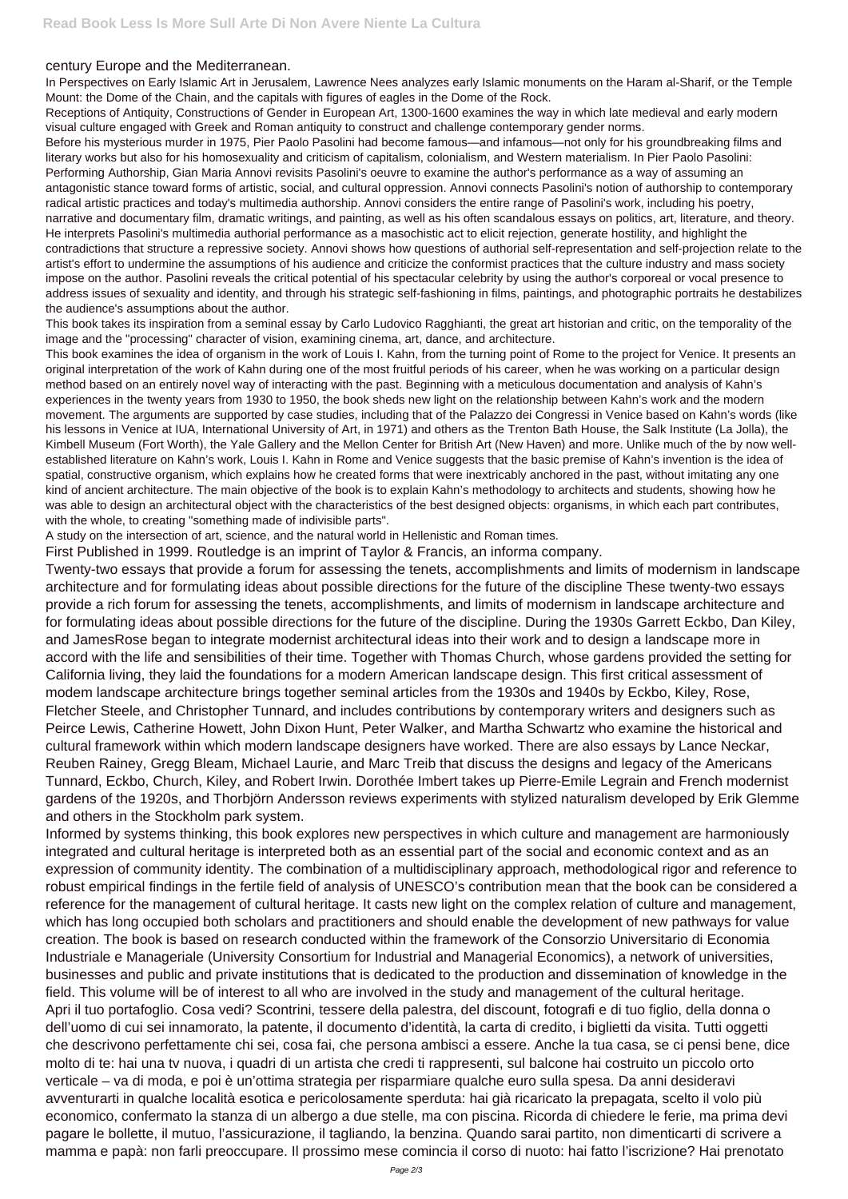century Europe and the Mediterranean.

In Perspectives on Early Islamic Art in Jerusalem, Lawrence Nees analyzes early Islamic monuments on the Haram al-Sharif, or the Temple Mount: the Dome of the Chain, and the capitals with figures of eagles in the Dome of the Rock.

Receptions of Antiquity, Constructions of Gender in European Art, 1300-1600 examines the way in which late medieval and early modern visual culture engaged with Greek and Roman antiquity to construct and challenge contemporary gender norms.

Before his mysterious murder in 1975, Pier Paolo Pasolini had become famous—and infamous—not only for his groundbreaking films and literary works but also for his homosexuality and criticism of capitalism, colonialism, and Western materialism. In Pier Paolo Pasolini: Performing Authorship, Gian Maria Annovi revisits Pasolini's oeuvre to examine the author's performance as a way of assuming an antagonistic stance toward forms of artistic, social, and cultural oppression. Annovi connects Pasolini's notion of authorship to contemporary radical artistic practices and today's multimedia authorship. Annovi considers the entire range of Pasolini's work, including his poetry, narrative and documentary film, dramatic writings, and painting, as well as his often scandalous essays on politics, art, literature, and theory. He interprets Pasolini's multimedia authorial performance as a masochistic act to elicit rejection, generate hostility, and highlight the contradictions that structure a repressive society. Annovi shows how questions of authorial self-representation and self-projection relate to the artist's effort to undermine the assumptions of his audience and criticize the conformist practices that the culture industry and mass society impose on the author. Pasolini reveals the critical potential of his spectacular celebrity by using the author's corporeal or vocal presence to address issues of sexuality and identity, and through his strategic self-fashioning in films, paintings, and photographic portraits he destabilizes the audience's assumptions about the author.

This book takes its inspiration from a seminal essay by Carlo Ludovico Ragghianti, the great art historian and critic, on the temporality of the image and the "processing" character of vision, examining cinema, art, dance, and architecture.

This book examines the idea of organism in the work of Louis I. Kahn, from the turning point of Rome to the project for Venice. It presents an original interpretation of the work of Kahn during one of the most fruitful periods of his career, when he was working on a particular design method based on an entirely novel way of interacting with the past. Beginning with a meticulous documentation and analysis of Kahn's experiences in the twenty years from 1930 to 1950, the book sheds new light on the relationship between Kahn's work and the modern movement. The arguments are supported by case studies, including that of the Palazzo dei Congressi in Venice based on Kahn's words (like his lessons in Venice at IUA, International University of Art, in 1971) and others as the Trenton Bath House, the Salk Institute (La Jolla), the Kimbell Museum (Fort Worth), the Yale Gallery and the Mellon Center for British Art (New Haven) and more. Unlike much of the by now well-established literature on Kahn's work, Louis I. Kahn in Rome and Venice suggests that the basic premise of Kahn's invention is the idea of spatial, constructive organism, which explains how he created forms that were inextricably anchored in the past, without imitating any one kind of ancient architecture. The main objective of the book is to explain Kahn's methodology to architects and students, showing how he was able to design an architectural object with the characteristics of the best designed objects: organisms, in which each part contributes, with the whole, to creating "something made of indivisible parts".

A study on the intersection of art, science, and the natural world in Hellenistic and Roman times.

First Published in 1999. Routledge is an imprint of Taylor & Francis, an informa company.

Twenty-two essays that provide a forum for assessing the tenets, accomplishments and limits of modernism in landscape architecture and for formulating ideas about possible directions for the future of the discipline These twenty-two essays provide a rich forum for assessing the tenets, accomplishments, and limits of modernism in landscape architecture and for formulating ideas about possible directions for the future of the discipline. During the 1930s Garrett Eckbo, Dan Kiley, and JamesRose began to integrate modernist architectural ideas into their work and to design a landscape more in accord with the life and sensibilities of their time. Together with Thomas Church, whose gardens provided the setting for California living, they laid the foundations for a modern American landscape design. This first critical assessment of modem landscape architecture brings together seminal articles from the 1930s and 1940s by Eckbo, Kiley, Rose, Fletcher Steele, and Christopher Tunnard, and includes contributions by contemporary writers and designers such as Peirce Lewis, Catherine Howett, John Dixon Hunt, Peter Walker, and Martha Schwartz who examine the historical and cultural framework within which modern landscape designers have worked. There are also essays by Lance Neckar, Reuben Rainey, Gregg Bleam, Michael Laurie, and Marc Treib that discuss the designs and legacy of the Americans Tunnard, Eckbo, Church, Kiley, and Robert Irwin. Dorothée Imbert takes up Pierre-Emile Legrain and French modernist gardens of the 1920s, and Thorbjörn Andersson reviews experiments with stylized naturalism developed by Erik Glemme and others in the Stockholm park system.

Informed by systems thinking, this book explores new perspectives in which culture and management are harmoniously integrated and cultural heritage is interpreted both as an essential part of the social and economic context and as an expression of community identity. The combination of a multidisciplinary approach, methodological rigor and reference to robust empirical findings in the fertile field of analysis of UNESCO's contribution mean that the book can be considered a reference for the management of cultural heritage. It casts new light on the complex relation of culture and management, which has long occupied both scholars and practitioners and should enable the development of new pathways for value creation. The book is based on research conducted within the framework of the Consorzio Universitario di Economia Industriale e Manageriale (University Consortium for Industrial and Managerial Economics), a network of universities, businesses and public and private institutions that is dedicated to the production and dissemination of knowledge in the field. This volume will be of interest to all who are involved in the study and management of the cultural heritage.

Apri il tuo portafoglio. Cosa vedi? Scontrini, tessere della palestra, del discount, fotografi e di tuo figlio, della donna o dell'uomo di cui sei innamorato, la patente, il documento d'identità, la carta di credito, i biglietti da visita. Tutti oggetti che descrivono perfettamente chi sei, cosa fai, che persona ambisci a essere. Anche la tua casa, se ci pensi bene, dice molto di te: hai una tv nuova, i quadri di un artista che credi ti rappresenti, sul balcone hai costruito un piccolo orto verticale – va di moda, e poi è un'ottima strategia per risparmiare qualche euro sulla spesa. Da anni desideravi avventurarti in qualche località esotica e pericolosamente sperduta: hai già ricaricato la prepagata, scelto il volo più economico, confermato la stanza di un albergo a due stelle, ma con piscina. Ricorda di chiedere le ferie, ma prima devi pagare le bollette, il mutuo, l'assicurazione, il tagliando, la benzina. Quando sarai partito, non dimenticarti di scrivere a mamma e papà: non farli preoccupare. Il prossimo mese comincia il corso di nuoto: hai fatto l'iscrizione? Hai prenotato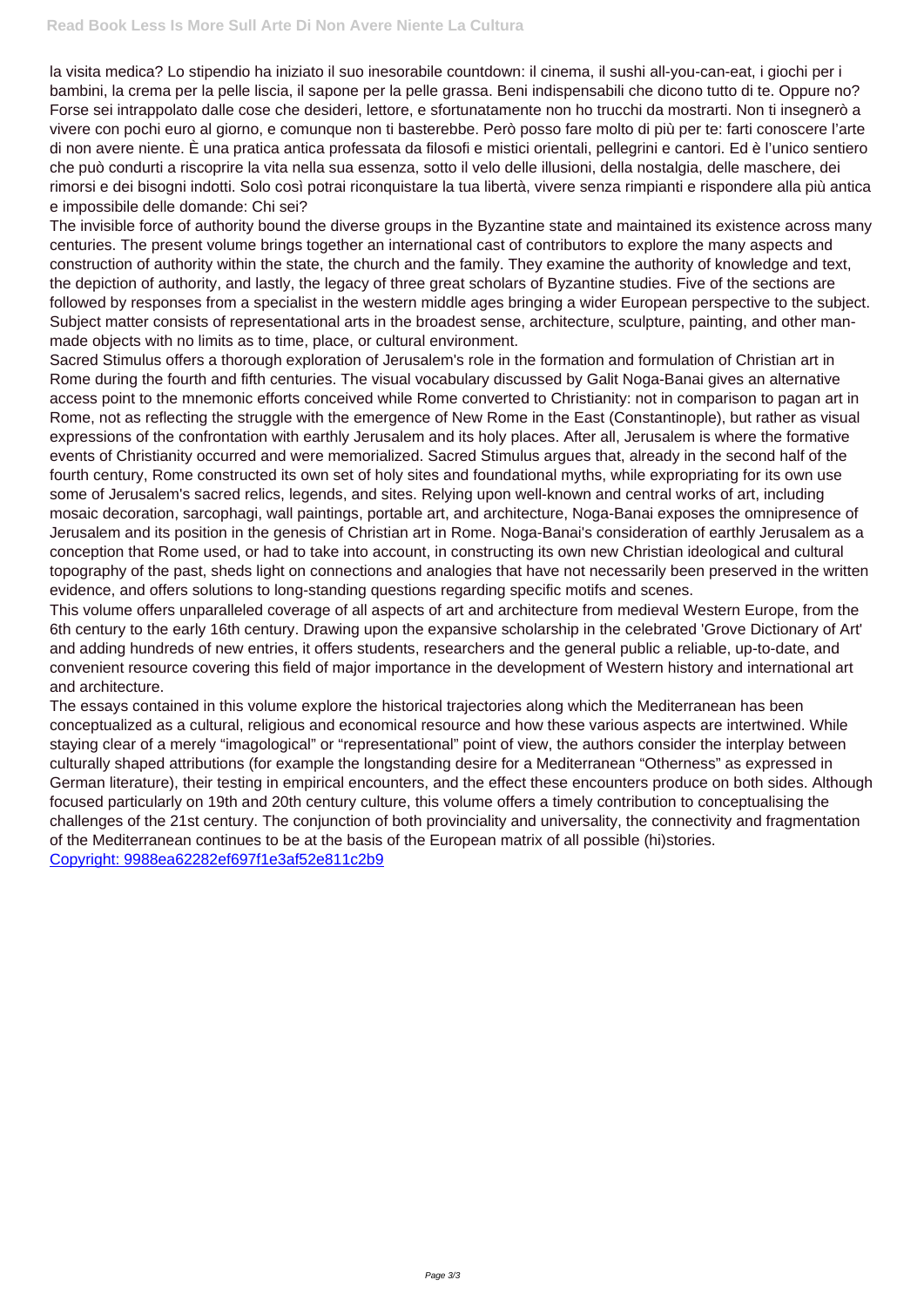la visita medica? Lo stipendio ha iniziato il suo inesorabile countdown: il cinema, il sushi all-you-can-eat, i giochi per i bambini, la crema per la pelle liscia, il sapone per la pelle grassa. Beni indispensabili che dicono tutto di te. Oppure no? Forse sei intrappolato dalle cose che desideri, lettore, e sfortunatamente non ho trucchi da mostrarti. Non ti insegnerò a vivere con pochi euro al giorno, e comunque non ti basterebbe. Però posso fare molto di più per te: farti conoscere l'arte di non avere niente. È una pratica antica professata da filosofi e mistici orientali, pellegrini e cantori. Ed è l'unico sentiero che può condurti a riscoprire la vita nella sua essenza, sotto il velo delle illusioni, della nostalgia, delle maschere, dei rimorsi e dei bisogni indotti. Solo così potrai riconquistare la tua libertà, vivere senza rimpianti e rispondere alla più antica e impossibile delle domande: Chi sei?

The invisible force of authority bound the diverse groups in the Byzantine state and maintained its existence across many centuries. The present volume brings together an international cast of contributors to explore the many aspects and construction of authority within the state, the church and the family. They examine the authority of knowledge and text, the depiction of authority, and lastly, the legacy of three great scholars of Byzantine studies. Five of the sections are followed by responses from a specialist in the western middle ages bringing a wider European perspective to the subject. Subject matter consists of representational arts in the broadest sense, architecture, sculpture, painting, and other man-made objects with no limits as to time, place, or cultural environment.

Sacred Stimulus offers a thorough exploration of Jerusalem's role in the formation and formulation of Christian art in Rome during the fourth and fifth centuries. The visual vocabulary discussed by Galit Noga-Banai gives an alternative access point to the mnemonic efforts conceived while Rome converted to Christianity: not in comparison to pagan art in Rome, not as reflecting the struggle with the emergence of New Rome in the East (Constantinople), but rather as visual expressions of the confrontation with earthly Jerusalem and its holy places. After all, Jerusalem is where the formative events of Christianity occurred and were memorialized. Sacred Stimulus argues that, already in the second half of the fourth century, Rome constructed its own set of holy sites and foundational myths, while expropriating for its own use some of Jerusalem's sacred relics, legends, and sites. Relying upon well-known and central works of art, including mosaic decoration, sarcophagi, wall paintings, portable art, and architecture, Noga-Banai exposes the omnipresence of Jerusalem and its position in the genesis of Christian art in Rome. Noga-Banai's consideration of earthly Jerusalem as a conception that Rome used, or had to take into account, in constructing its own new Christian ideological and cultural topography of the past, sheds light on connections and analogies that have not necessarily been preserved in the written evidence, and offers solutions to long-standing questions regarding specific motifs and scenes.

This volume offers unparalleled coverage of all aspects of art and architecture from medieval Western Europe, from the 6th century to the early 16th century. Drawing upon the expansive scholarship in the celebrated 'Grove Dictionary of Art' and adding hundreds of new entries, it offers students, researchers and the general public a reliable, up-to-date, and convenient resource covering this field of major importance in the development of Western history and international art and architecture.

The essays contained in this volume explore the historical trajectories along which the Mediterranean has been conceptualized as a cultural, religious and economical resource and how these various aspects are intertwined. While staying clear of a merely "imagological" or "representational" point of view, the authors consider the interplay between culturally shaped attributions (for example the longstanding desire for a Mediterranean "Otherness" as expressed in German literature), their testing in empirical encounters, and the effect these encounters produce on both sides. Although focused particularly on 19th and 20th century culture, this volume offers a timely contribution to conceptualising the challenges of the 21st century. The conjunction of both provinciality and universality, the connectivity and fragmentation of the Mediterranean continues to be at the basis of the European matrix of all possible (hi)stories.

Copyright: 9988ea62282ef697f1e3af52e811c2b9